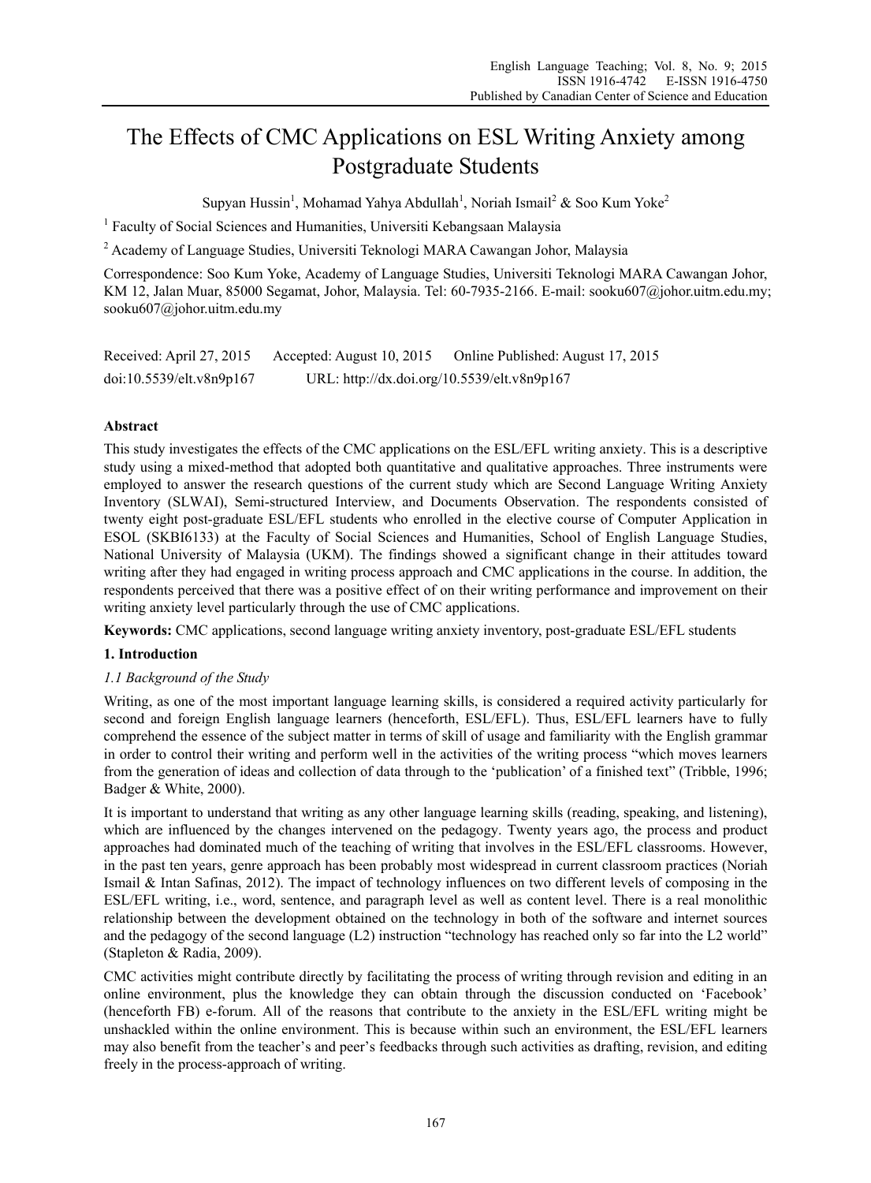# The Effects of CMC Applications on ESL Writing Anxiety among Postgraduate Students

Supyan Hussin[1], Mohamad Yahya Abdullah[1], Noriah Ismail[2] & Soo Kum Yoke[2]

[1] Faculty of Social Sciences and Humanities, Universiti Kebangsaan Malaysia

[2] Academy of Language Studies, Universiti Teknologi MARA Cawangan Johor, Malaysia

Correspondence: Soo Kum Yoke, Academy of Language Studies, Universiti Teknologi MARA Cawangan Johor, KM 12, Jalan Muar, 85000 Segamat, Johor, Malaysia. Tel: 60-7935-2166. E-mail: sooku607@johor.uitm.edu.my; sooku607@johor.uitm.edu.my

Received: April 27, 2015 Accepted: August 10, 2015 Online Published: August 17, 2015

doi:10.5539/elt.v8n9p167 URL: http://dx.doi.org/10.5539/elt.v8n9p167

## Abstract

This study investigates the effects of the CMC applications on the ESL/EFL writing anxiety. This is a descriptive study using a mixed-method that adopted both quantitative and qualitative approaches. Three instruments were employed to answer the research questions of the current study which are Second Language Writing Anxiety Inventory (SLWAI), Semi-structured Interview, and Documents Observation. The respondents consisted of twenty eight post-graduate ESL/EFL students who enrolled in the elective course of Computer Application in ESOL (SKBI6133) at the Faculty of Social Sciences and Humanities, School of English Language Studies, National University of Malaysia (UKM). The findings showed a significant change in their attitudes toward writing after they had engaged in writing process approach and CMC applications in the course. In addition, the respondents perceived that there was a positive effect of on their writing performance and improvement on their writing anxiety level particularly through the use of CMC applications.

**Keywords:** CMC applications, second language writing anxiety inventory, post-graduate ESL/EFL students

## 1. Introduction

### *1.1 Background of the Study*

Writing, as one of the most important language learning skills, is considered a required activity particularly for second and foreign English language learners (henceforth, ESL/EFL). Thus, ESL/EFL learners have to fully comprehend the essence of the subject matter in terms of skill of usage and familiarity with the English grammar in order to control their writing and perform well in the activities of the writing process "which moves learners from the generation of ideas and collection of data through to the 'publication' of a finished text" (Tribble, 1996; Badger & White, 2000).

It is important to understand that writing as any other language learning skills (reading, speaking, and listening), which are influenced by the changes intervened on the pedagogy. Twenty years ago, the process and product approaches had dominated much of the teaching of writing that involves in the ESL/EFL classrooms. However, in the past ten years, genre approach has been probably most widespread in current classroom practices (Noriah Ismail & Intan Safinas, 2012). The impact of technology influences on two different levels of composing in the ESL/EFL writing, i.e., word, sentence, and paragraph level as well as content level. There is a real monolithic relationship between the development obtained on the technology in both of the software and internet sources and the pedagogy of the second language (L2) instruction "technology has reached only so far into the L2 world" (Stapleton & Radia, 2009).

CMC activities might contribute directly by facilitating the process of writing through revision and editing in an online environment, plus the knowledge they can obtain through the discussion conducted on 'Facebook' (henceforth FB) e-forum. All of the reasons that contribute to the anxiety in the ESL/EFL writing might be unshackled within the online environment. This is because within such an environment, the ESL/EFL learners may also benefit from the teacher's and peer's feedbacks through such activities as drafting, revision, and editing freely in the process-approach of writing.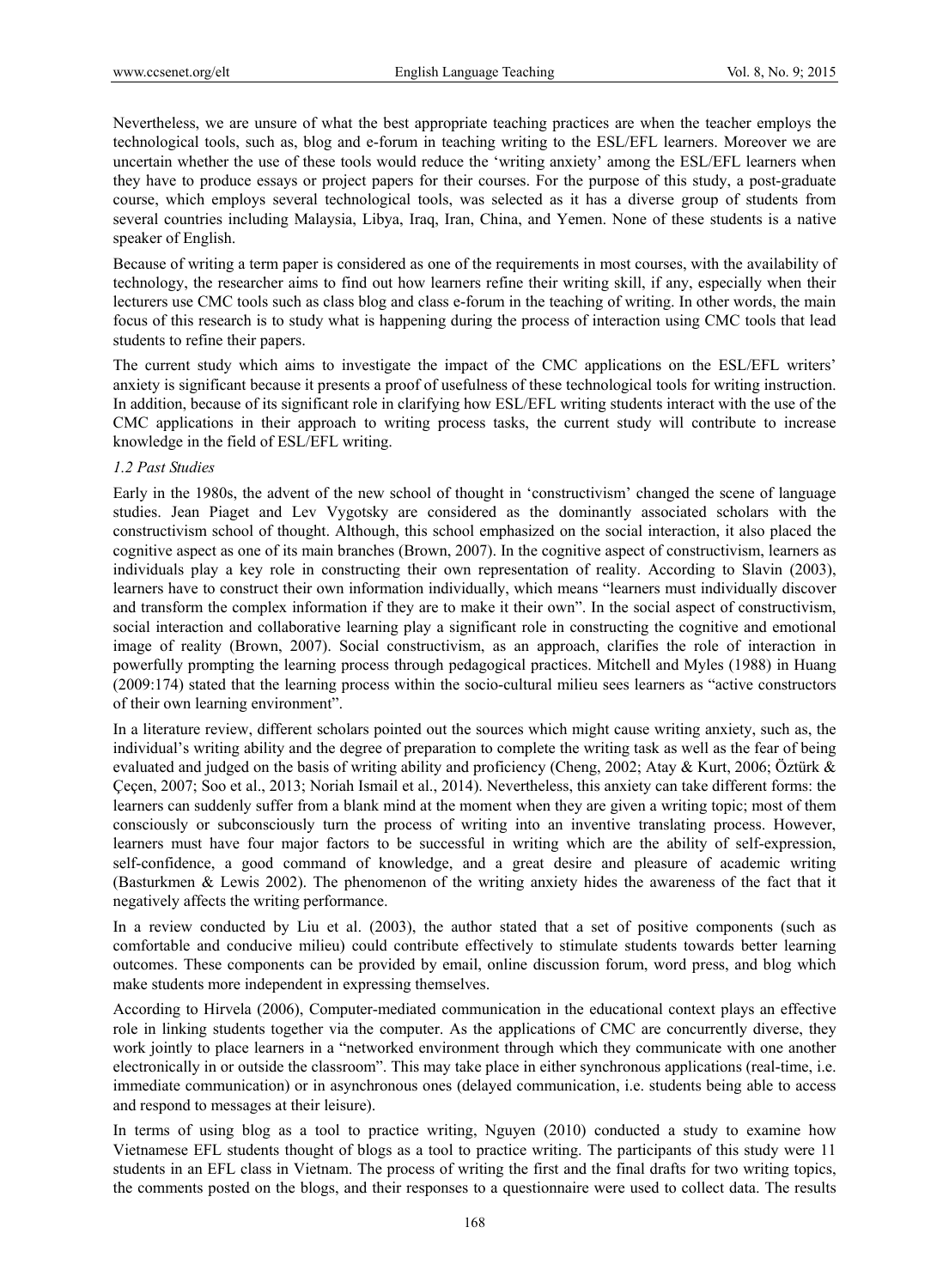Nevertheless, we are unsure of what the best appropriate teaching practices are when the teacher employs the technological tools, such as, blog and e-forum in teaching writing to the ESL/EFL learners. Moreover we are uncertain whether the use of these tools would reduce the 'writing anxiety' among the ESL/EFL learners when they have to produce essays or project papers for their courses. For the purpose of this study, a post-graduate course, which employs several technological tools, was selected as it has a diverse group of students from several countries including Malaysia, Libya, Iraq, Iran, China, and Yemen. None of these students is a native speaker of English.

Because of writing a term paper is considered as one of the requirements in most courses, with the availability of technology, the researcher aims to find out how learners refine their writing skill, if any, especially when their lecturers use CMC tools such as class blog and class e-forum in the teaching of writing. In other words, the main focus of this research is to study what is happening during the process of interaction using CMC tools that lead students to refine their papers.

The current study which aims to investigate the impact of the CMC applications on the ESL/EFL writers' anxiety is significant because it presents a proof of usefulness of these technological tools for writing instruction. In addition, because of its significant role in clarifying how ESL/EFL writing students interact with the use of the CMC applications in their approach to writing process tasks, the current study will contribute to increase knowledge in the field of ESL/EFL writing.

### *1.2 Past Studies*

Early in the 1980s, the advent of the new school of thought in 'constructivism' changed the scene of language studies. Jean Piaget and Lev Vygotsky are considered as the dominantly associated scholars with the constructivism school of thought. Although, this school emphasized on the social interaction, it also placed the cognitive aspect as one of its main branches (Brown, 2007). In the cognitive aspect of constructivism, learners as individuals play a key role in constructing their own representation of reality. According to Slavin (2003), learners have to construct their own information individually, which means "learners must individually discover and transform the complex information if they are to make it their own". In the social aspect of constructivism, social interaction and collaborative learning play a significant role in constructing the cognitive and emotional image of reality (Brown, 2007). Social constructivism, as an approach, clarifies the role of interaction in powerfully prompting the learning process through pedagogical practices. Mitchell and Myles (1988) in Huang (2009:174) stated that the learning process within the socio-cultural milieu sees learners as "active constructors of their own learning environment".

In a literature review, different scholars pointed out the sources which might cause writing anxiety, such as, the individual's writing ability and the degree of preparation to complete the writing task as well as the fear of being evaluated and judged on the basis of writing ability and proficiency (Cheng, 2002; Atay & Kurt, 2006; Öztürk & Çeçen, 2007; Soo et al., 2013; Noriah Ismail et al., 2014). Nevertheless, this anxiety can take different forms: the learners can suddenly suffer from a blank mind at the moment when they are given a writing topic; most of them consciously or subconsciously turn the process of writing into an inventive translating process. However, learners must have four major factors to be successful in writing which are the ability of self-expression, self-confidence, a good command of knowledge, and a great desire and pleasure of academic writing (Basturkmen & Lewis 2002). The phenomenon of the writing anxiety hides the awareness of the fact that it negatively affects the writing performance.

In a review conducted by Liu et al. (2003), the author stated that a set of positive components (such as comfortable and conducive milieu) could contribute effectively to stimulate students towards better learning outcomes. These components can be provided by email, online discussion forum, word press, and blog which make students more independent in expressing themselves.

According to Hirvela (2006), Computer-mediated communication in the educational context plays an effective role in linking students together via the computer. As the applications of CMC are concurrently diverse, they work jointly to place learners in a "networked environment through which they communicate with one another electronically in or outside the classroom". This may take place in either synchronous applications (real-time, i.e. immediate communication) or in asynchronous ones (delayed communication, i.e. students being able to access and respond to messages at their leisure).

In terms of using blog as a tool to practice writing, Nguyen (2010) conducted a study to examine how Vietnamese EFL students thought of blogs as a tool to practice writing. The participants of this study were 11 students in an EFL class in Vietnam. The process of writing the first and the final drafts for two writing topics, the comments posted on the blogs, and their responses to a questionnaire were used to collect data. The results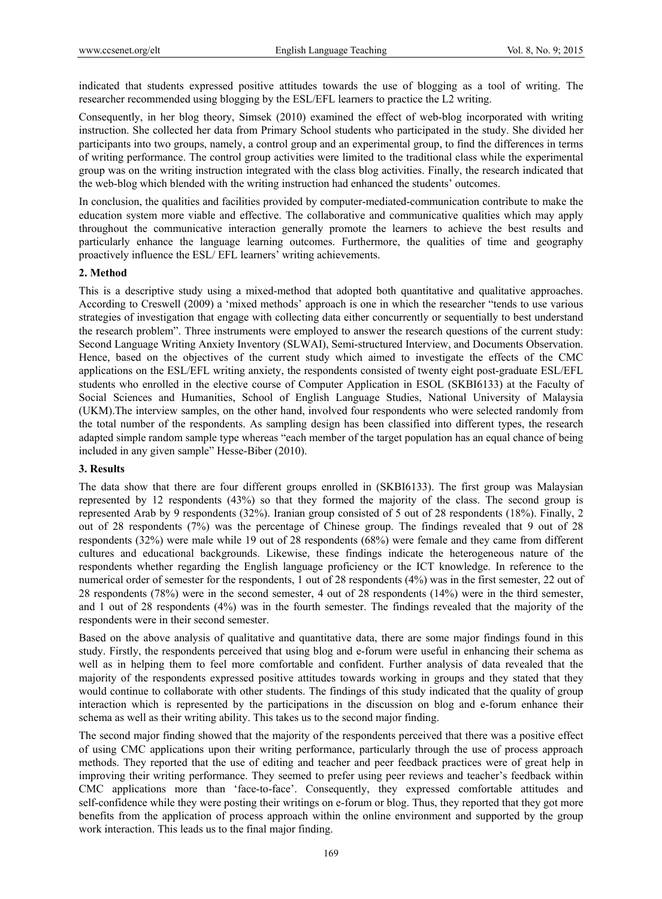indicated that students expressed positive attitudes towards the use of blogging as a tool of writing. The researcher recommended using blogging by the ESL/EFL learners to practice the L2 writing.

Consequently, in her blog theory, Simsek (2010) examined the effect of web-blog incorporated with writing instruction. She collected her data from Primary School students who participated in the study. She divided her participants into two groups, namely, a control group and an experimental group, to find the differences in terms of writing performance. The control group activities were limited to the traditional class while the experimental group was on the writing instruction integrated with the class blog activities. Finally, the research indicated that the web-blog which blended with the writing instruction had enhanced the students' outcomes.

In conclusion, the qualities and facilities provided by computer-mediated-communication contribute to make the education system more viable and effective. The collaborative and communicative qualities which may apply throughout the communicative interaction generally promote the learners to achieve the best results and particularly enhance the language learning outcomes. Furthermore, the qualities of time and geography proactively influence the ESL/ EFL learners' writing achievements.

## 2. Method

This is a descriptive study using a mixed-method that adopted both quantitative and qualitative approaches. According to Creswell (2009) a 'mixed methods' approach is one in which the researcher "tends to use various strategies of investigation that engage with collecting data either concurrently or sequentially to best understand the research problem". Three instruments were employed to answer the research questions of the current study: Second Language Writing Anxiety Inventory (SLWAI), Semi-structured Interview, and Documents Observation. Hence, based on the objectives of the current study which aimed to investigate the effects of the CMC applications on the ESL/EFL writing anxiety, the respondents consisted of twenty eight post-graduate ESL/EFL students who enrolled in the elective course of Computer Application in ESOL (SKBI6133) at the Faculty of Social Sciences and Humanities, School of English Language Studies, National University of Malaysia (UKM).The interview samples, on the other hand, involved four respondents who were selected randomly from the total number of the respondents. As sampling design has been classified into different types, the research adapted simple random sample type whereas "each member of the target population has an equal chance of being included in any given sample" Hesse-Biber (2010).

## 3. Results

The data show that there are four different groups enrolled in (SKBI6133). The first group was Malaysian represented by 12 respondents (43%) so that they formed the majority of the class. The second group is represented Arab by 9 respondents (32%). Iranian group consisted of 5 out of 28 respondents (18%). Finally, 2 out of 28 respondents (7%) was the percentage of Chinese group. The findings revealed that 9 out of 28 respondents (32%) were male while 19 out of 28 respondents (68%) were female and they came from different cultures and educational backgrounds. Likewise, these findings indicate the heterogeneous nature of the respondents whether regarding the English language proficiency or the ICT knowledge. In reference to the numerical order of semester for the respondents, 1 out of 28 respondents (4%) was in the first semester, 22 out of 28 respondents (78%) were in the second semester, 4 out of 28 respondents (14%) were in the third semester, and 1 out of 28 respondents (4%) was in the fourth semester. The findings revealed that the majority of the respondents were in their second semester.

Based on the above analysis of qualitative and quantitative data, there are some major findings found in this study. Firstly, the respondents perceived that using blog and e-forum were useful in enhancing their schema as well as in helping them to feel more comfortable and confident. Further analysis of data revealed that the majority of the respondents expressed positive attitudes towards working in groups and they stated that they would continue to collaborate with other students. The findings of this study indicated that the quality of group interaction which is represented by the participations in the discussion on blog and e-forum enhance their schema as well as their writing ability. This takes us to the second major finding.

The second major finding showed that the majority of the respondents perceived that there was a positive effect of using CMC applications upon their writing performance, particularly through the use of process approach methods. They reported that the use of editing and teacher and peer feedback practices were of great help in improving their writing performance. They seemed to prefer using peer reviews and teacher's feedback within CMC applications more than 'face-to-face'. Consequently, they expressed comfortable attitudes and self-confidence while they were posting their writings on e-forum or blog. Thus, they reported that they got more benefits from the application of process approach within the online environment and supported by the group work interaction. This leads us to the final major finding.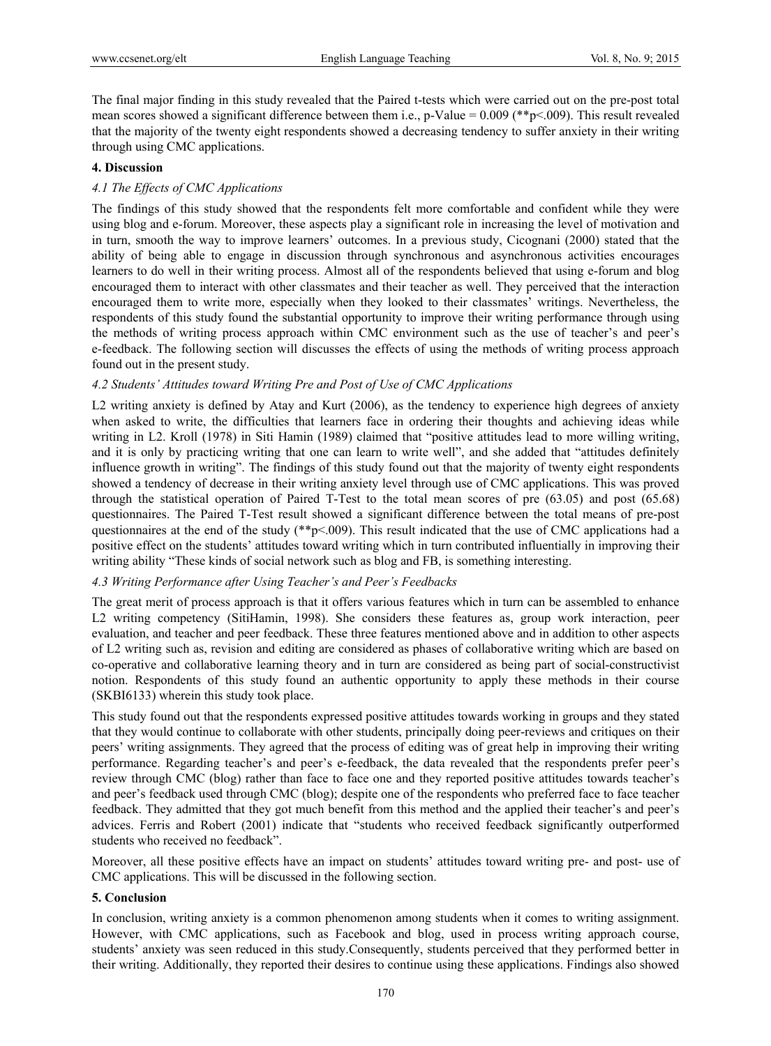The final major finding in this study revealed that the Paired t-tests which were carried out on the pre-post total mean scores showed a significant difference between them i.e., p-Value = 0.009 (**p<.009). This result revealed that the majority of the twenty eight respondents showed a decreasing tendency to suffer anxiety in their writing through using CMC applications.

## 4. Discussion

### *4.1 The Effects of CMC Applications*

The findings of this study showed that the respondents felt more comfortable and confident while they were using blog and e-forum. Moreover, these aspects play a significant role in increasing the level of motivation and in turn, smooth the way to improve learners' outcomes. In a previous study, Cicognani (2000) stated that the ability of being able to engage in discussion through synchronous and asynchronous activities encourages learners to do well in their writing process. Almost all of the respondents believed that using e-forum and blog encouraged them to interact with other classmates and their teacher as well. They perceived that the interaction encouraged them to write more, especially when they looked to their classmates' writings. Nevertheless, the respondents of this study found the substantial opportunity to improve their writing performance through using the methods of writing process approach within CMC environment such as the use of teacher's and peer's e-feedback. The following section will discusses the effects of using the methods of writing process approach found out in the present study.

### *4.2 Students' Attitudes toward Writing Pre and Post of Use of CMC Applications*

L2 writing anxiety is defined by Atay and Kurt (2006), as the tendency to experience high degrees of anxiety when asked to write, the difficulties that learners face in ordering their thoughts and achieving ideas while writing in L2. Kroll (1978) in Siti Hamin (1989) claimed that "positive attitudes lead to more willing writing, and it is only by practicing writing that one can learn to write well", and she added that "attitudes definitely influence growth in writing". The findings of this study found out that the majority of twenty eight respondents showed a tendency of decrease in their writing anxiety level through use of CMC applications. This was proved through the statistical operation of Paired T-Test to the total mean scores of pre (63.05) and post (65.68) questionnaires. The Paired T-Test result showed a significant difference between the total means of pre-post questionnaires at the end of the study (**p<.009). This result indicated that the use of CMC applications had a positive effect on the students' attitudes toward writing which in turn contributed influentially in improving their writing ability "These kinds of social network such as blog and FB, is something interesting.

### *4.3 Writing Performance after Using Teacher's and Peer's Feedbacks*

The great merit of process approach is that it offers various features which in turn can be assembled to enhance L2 writing competency (SitiHamin, 1998). She considers these features as, group work interaction, peer evaluation, and teacher and peer feedback. These three features mentioned above and in addition to other aspects of L2 writing such as, revision and editing are considered as phases of collaborative writing which are based on co-operative and collaborative learning theory and in turn are considered as being part of social-constructivist notion. Respondents of this study found an authentic opportunity to apply these methods in their course (SKBI6133) wherein this study took place.

This study found out that the respondents expressed positive attitudes towards working in groups and they stated that they would continue to collaborate with other students, principally doing peer-reviews and critiques on their peers' writing assignments. They agreed that the process of editing was of great help in improving their writing performance. Regarding teacher's and peer's e-feedback, the data revealed that the respondents prefer peer's review through CMC (blog) rather than face to face one and they reported positive attitudes towards teacher's and peer's feedback used through CMC (blog); despite one of the respondents who preferred face to face teacher feedback. They admitted that they got much benefit from this method and the applied their teacher's and peer's advices. Ferris and Robert (2001) indicate that "students who received feedback significantly outperformed students who received no feedback".

Moreover, all these positive effects have an impact on students' attitudes toward writing pre- and post- use of CMC applications. This will be discussed in the following section.

## 5. Conclusion

In conclusion, writing anxiety is a common phenomenon among students when it comes to writing assignment. However, with CMC applications, such as Facebook and blog, used in process writing approach course, students' anxiety was seen reduced in this study.Consequently, students perceived that they performed better in their writing. Additionally, they reported their desires to continue using these applications. Findings also showed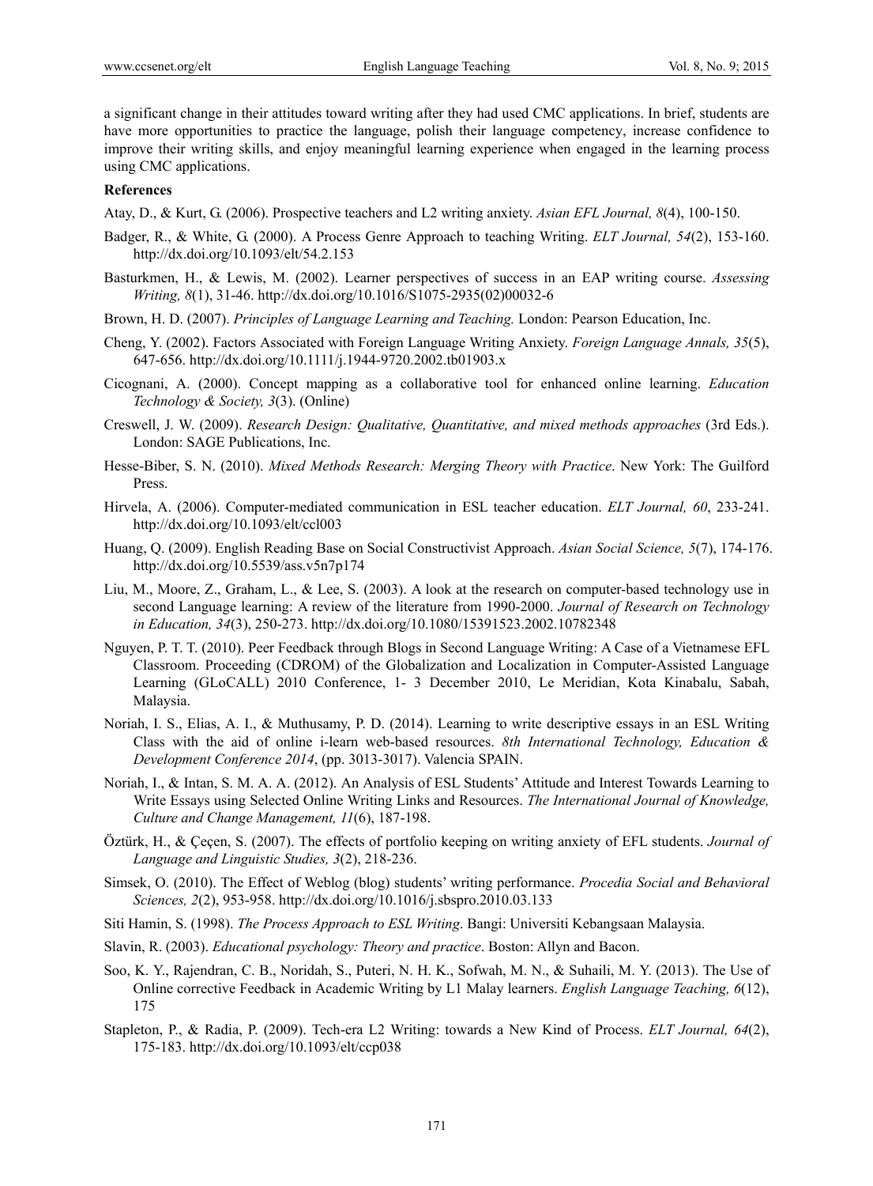a significant change in their attitudes toward writing after they had used CMC applications. In brief, students are have more opportunities to practice the language, polish their language competency, increase confidence to improve their writing skills, and enjoy meaningful learning experience when engaged in the learning process using CMC applications.

**References**

Atay, D., & Kurt, G. (2006). Prospective teachers and L2 writing anxiety. *Asian EFL Journal, 8*(4), 100-150.

Badger, R., & White, G. (2000). A Process Genre Approach to teaching Writing. *ELT Journal, 54*(2), 153-160. http://dx.doi.org/10.1093/elt/54.2.153

Basturkmen, H., & Lewis, M. (2002). Learner perspectives of success in an EAP writing course. *Assessing Writing, 8*(1), 31-46. http://dx.doi.org/10.1016/S1075-2935(02)00032-6

Brown, H. D. (2007). *Principles of Language Learning and Teaching.* London: Pearson Education, Inc.

Cheng, Y. (2002). Factors Associated with Foreign Language Writing Anxiety. *Foreign Language Annals, 35*(5), 647-656. http://dx.doi.org/10.1111/j.1944-9720.2002.tb01903.x

Cicognani, A. (2000). Concept mapping as a collaborative tool for enhanced online learning. *Education Technology & Society, 3*(3). (Online)

Creswell, J. W. (2009). *Research Design: Qualitative, Quantitative, and mixed methods approaches* (3rd Eds.). London: SAGE Publications, Inc.

Hesse-Biber, S. N. (2010). *Mixed Methods Research: Merging Theory with Practice*. New York: The Guilford Press.

Hirvela, A. (2006). Computer-mediated communication in ESL teacher education. *ELT Journal, 60*, 233-241. http://dx.doi.org/10.1093/elt/ccl003

Huang, Q. (2009). English Reading Base on Social Constructivist Approach. *Asian Social Science, 5*(7), 174-176. http://dx.doi.org/10.5539/ass.v5n7p174

Liu, M., Moore, Z., Graham, L., & Lee, S. (2003). A look at the research on computer-based technology use in second Language learning: A review of the literature from 1990-2000. *Journal of Research on Technology in Education, 34*(3), 250-273. http://dx.doi.org/10.1080/15391523.2002.10782348

Nguyen, P. T. T. (2010). Peer Feedback through Blogs in Second Language Writing: A Case of a Vietnamese EFL Classroom. Proceeding (CDROM) of the Globalization and Localization in Computer-Assisted Language Learning (GLoCALL) 2010 Conference, 1- 3 December 2010, Le Meridian, Kota Kinabalu, Sabah, Malaysia.

Noriah, I. S., Elias, A. I., & Muthusamy, P. D. (2014). Learning to write descriptive essays in an ESL Writing Class with the aid of online i-learn web-based resources. *8th International Technology, Education & Development Conference 2014*, (pp. 3013-3017). Valencia SPAIN.

Noriah, I., & Intan, S. M. A. A. (2012). An Analysis of ESL Students' Attitude and Interest Towards Learning to Write Essays using Selected Online Writing Links and Resources. *The International Journal of Knowledge, Culture and Change Management, 11*(6), 187-198.

Öztürk, H., & Çeçen, S. (2007). The effects of portfolio keeping on writing anxiety of EFL students. *Journal of Language and Linguistic Studies, 3*(2), 218-236.

Simsek, O. (2010). The Effect of Weblog (blog) students' writing performance. *Procedia Social and Behavioral Sciences, 2*(2), 953-958. http://dx.doi.org/10.1016/j.sbspro.2010.03.133

Siti Hamin, S. (1998). *The Process Approach to ESL Writing*. Bangi: Universiti Kebangsaan Malaysia.

Slavin, R. (2003). *Educational psychology: Theory and practice*. Boston: Allyn and Bacon.

Soo, K. Y., Rajendran, C. B., Noridah, S., Puteri, N. H. K., Sofwah, M. N., & Suhaili, M. Y. (2013). The Use of Online corrective Feedback in Academic Writing by L1 Malay learners. *English Language Teaching, 6*(12), 175

Stapleton, P., & Radia, P. (2009). Tech-era L2 Writing: towards a New Kind of Process. *ELT Journal, 64*(2), 175-183. http://dx.doi.org/10.1093/elt/ccp038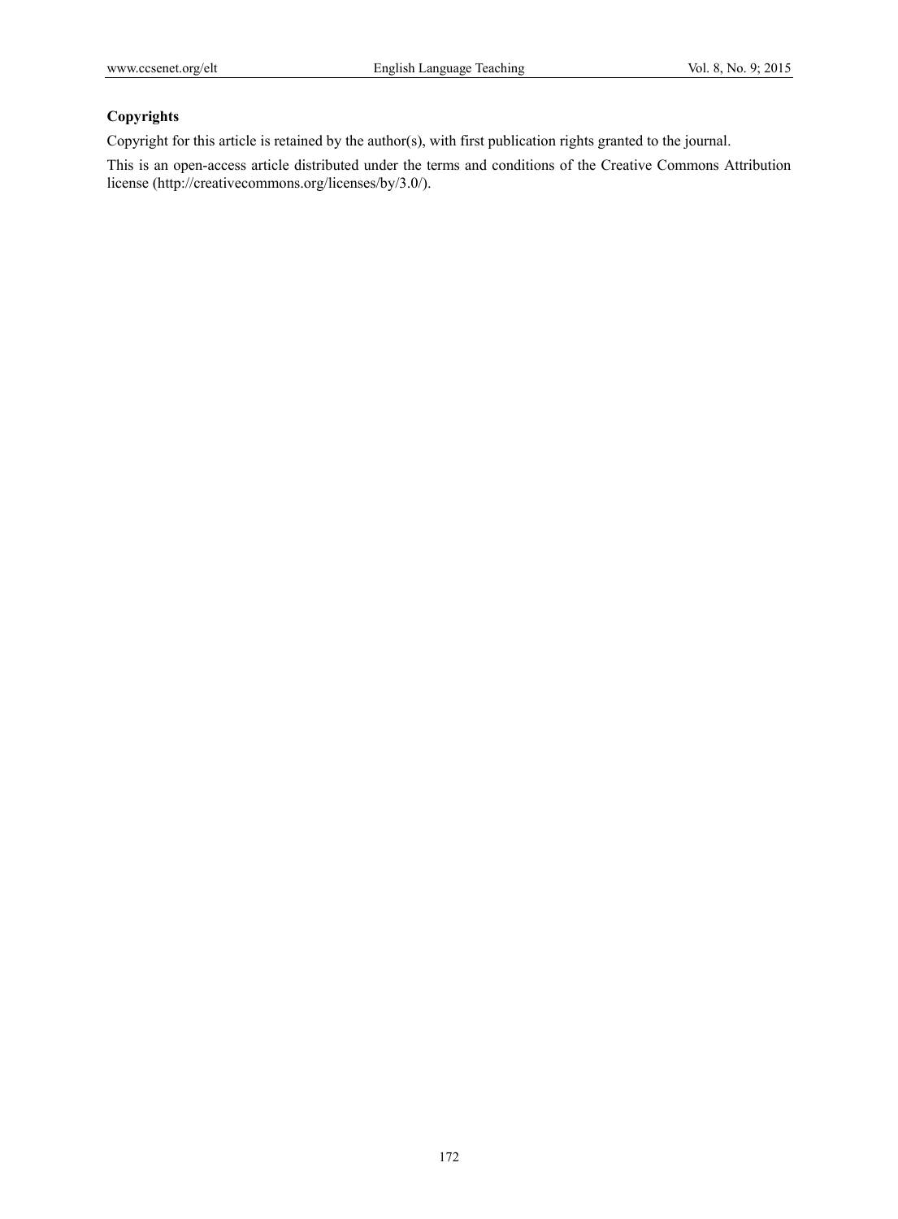**Copyrights**

Copyright for this article is retained by the author(s), with first publication rights granted to the journal.

This is an open-access article distributed under the terms and conditions of the Creative Commons Attribution license (http://creativecommons.org/licenses/by/3.0/).